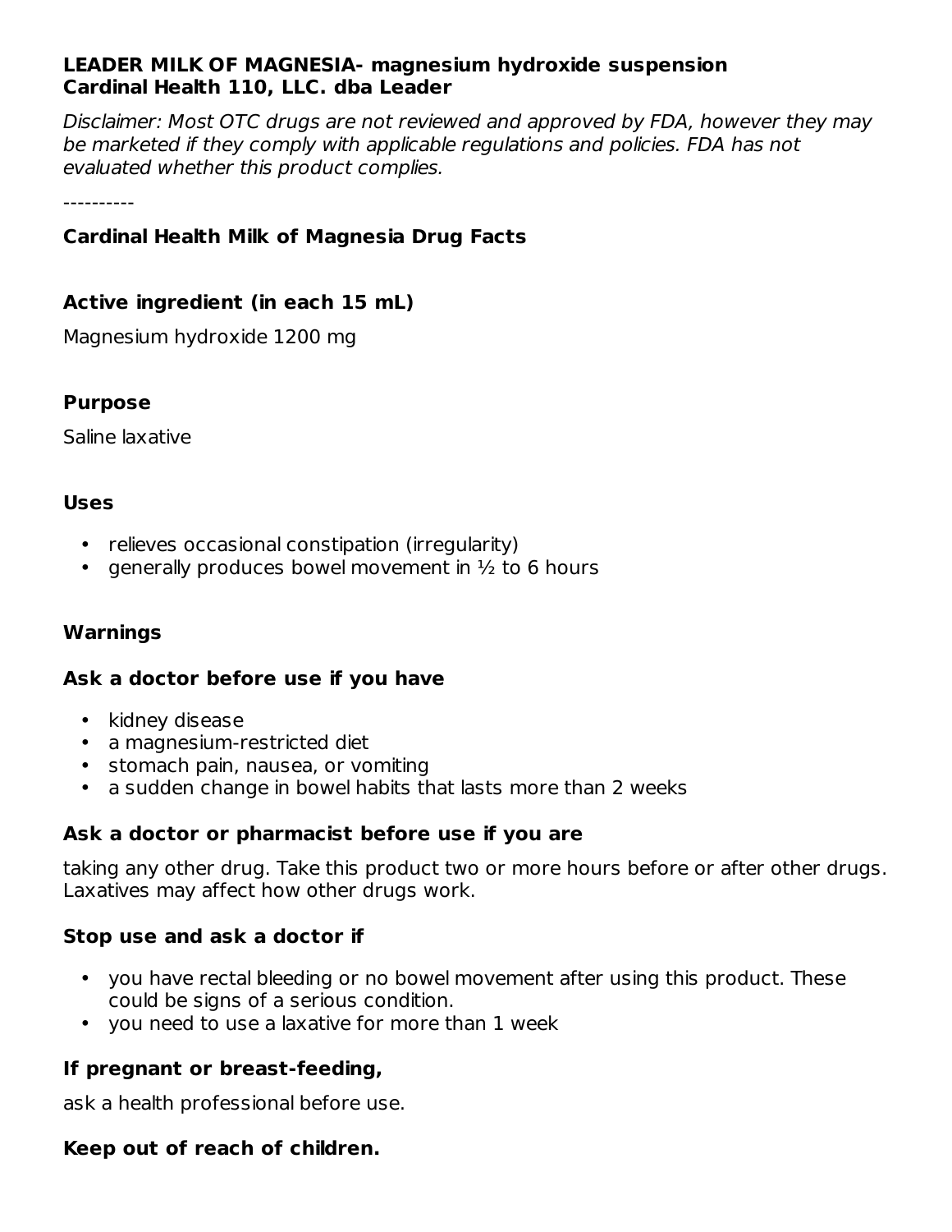**LEADER MILK OF MAGNESIA- magnesium hydroxide suspension**
**Cardinal Health 110, LLC. dba Leader**

*Disclaimer: Most OTC drugs are not reviewed and approved by FDA, however they may be marketed if they comply with applicable regulations and policies. FDA has not evaluated whether this product complies.*

----------

### Cardinal Health Milk of Magnesia Drug Facts

### Active ingredient (in each 15 mL)

Magnesium hydroxide 1200 mg

### Purpose

Saline laxative

### Uses

- relieves occasional constipation (irregularity)
- generally produces bowel movement in ½ to 6 hours

### Warnings

#### Ask a doctor before use if you have

- kidney disease
- a magnesium-restricted diet
- stomach pain, nausea, or vomiting
- a sudden change in bowel habits that lasts more than 2 weeks

#### Ask a doctor or pharmacist before use if you are

taking any other drug. Take this product two or more hours before or after other drugs. Laxatives may affect how other drugs work.

#### Stop use and ask a doctor if

- you have rectal bleeding or no bowel movement after using this product. These could be signs of a serious condition.
- you need to use a laxative for more than 1 week

#### If pregnant or breast-feeding,

ask a health professional before use.

#### Keep out of reach of children.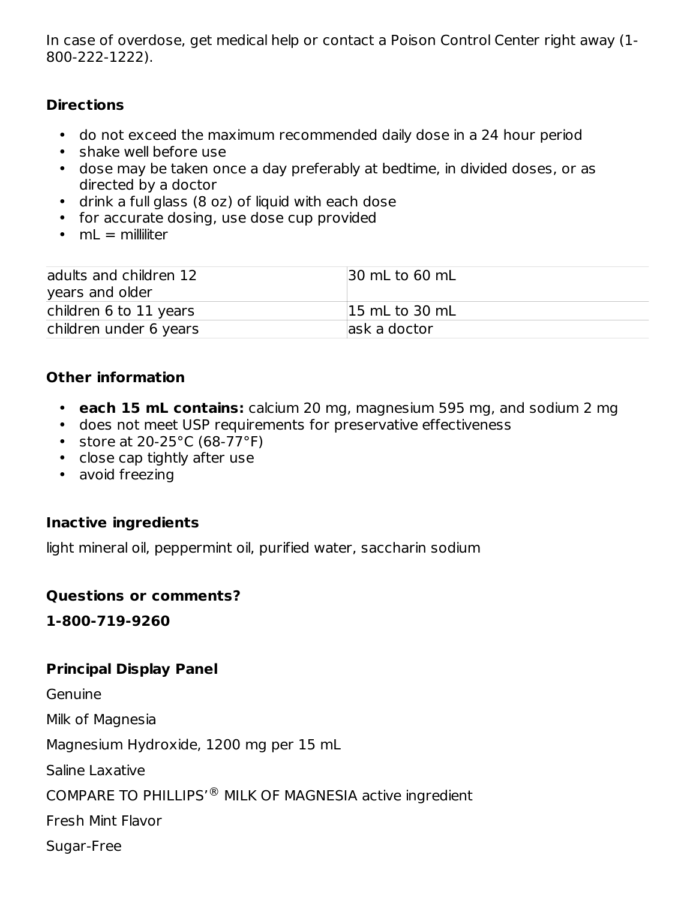In case of overdose, get medical help or contact a Poison Control Center right away (1-800-222-1222).

**Directions**

- do not exceed the maximum recommended daily dose in a 24 hour period
- shake well before use
- dose may be taken once a day preferably at bedtime, in divided doses, or as directed by a doctor
- drink a full glass (8 oz) of liquid with each dose
- for accurate dosing, use dose cup provided
- mL = milliliter

| adults and children 12 years and older | 30 mL to 60 mL |
| --- | --- |
| children 6 to 11 years | 15 mL to 30 mL |
| children under 6 years | ask a doctor |

**Other information**

- **each 15 mL contains:** calcium 20 mg, magnesium 595 mg, and sodium 2 mg
- does not meet USP requirements for preservative effectiveness
- store at 20-25°C (68-77°F)
- close cap tightly after use
- avoid freezing

**Inactive ingredients**

light mineral oil, peppermint oil, purified water, saccharin sodium

**Questions or comments?**

**1-800-719-9260**

**Principal Display Panel**

Genuine

Milk of Magnesia

Magnesium Hydroxide, 1200 mg per 15 mL

Saline Laxative

COMPARE TO PHILLIPS'® MILK OF MAGNESIA active ingredient

Fresh Mint Flavor

Sugar-Free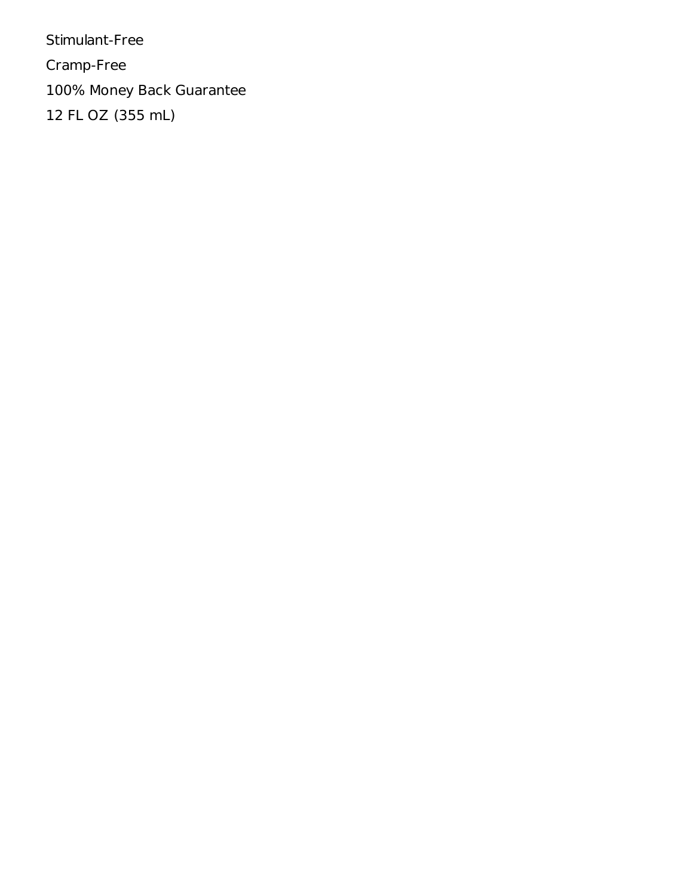Stimulant-Free

Cramp-Free

100% Money Back Guarantee

12 FL OZ (355 mL)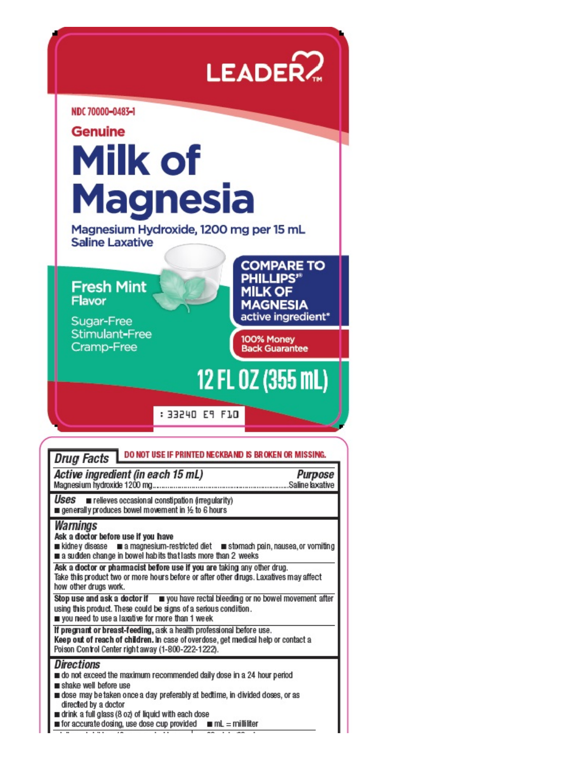LEADER™

NDC 70000-0483-1

Genuine

# Milk of Magnesia

Magnesium Hydroxide, 1200 mg per 15 mL
Saline Laxative

**Fresh Mint** Flavor

Sugar-Free
Stimulant-Free
Cramp-Free

COMPARE TO PHILLIPS'® MILK OF MAGNESIA active ingredient*

100% Money Back Guarantee

12 FL OZ (355 mL)

: 33240 E9 F10

---

## *Drug Facts*

**DO NOT USE IF PRINTED NECKBAND IS BROKEN OR MISSING.**

| *Active ingredient (in each 15 mL)* | *Purpose* |
|---|---|
| Magnesium hydroxide 1200 mg | Saline laxative |

### *Uses*

- relieves occasional constipation (irregularity)
- generally produces bowel movement in ½ to 6 hours

### *Warnings*

**Ask a doctor before use if you have**
- kidney disease
- a magnesium-restricted diet
- stomach pain, nausea, or vomiting
- a sudden change in bowel habits that lasts more than 2 weeks

**Ask a doctor or pharmacist before use if you are** taking any other drug. Take this product two or more hours before or after other drugs. Laxatives may affect how other drugs work.

**Stop use and ask a doctor if**
- you have rectal bleeding or no bowel movement after using this product. These could be signs of a serious condition.
- you need to use a laxative for more than 1 week

**If pregnant or breast-feeding,** ask a health professional before use.

**Keep out of reach of children.** In case of overdose, get medical help or contact a Poison Control Center right away (1-800-222-1222).

### *Directions*

- do not exceed the maximum recommended daily dose in a 24 hour period
- shake well before use
- dose may be taken once a day preferably at bedtime, in divided doses, or as directed by a doctor
- drink a full glass (8 oz) of liquid with each dose
- for accurate dosing, use dose cup provided
- mL = milliliter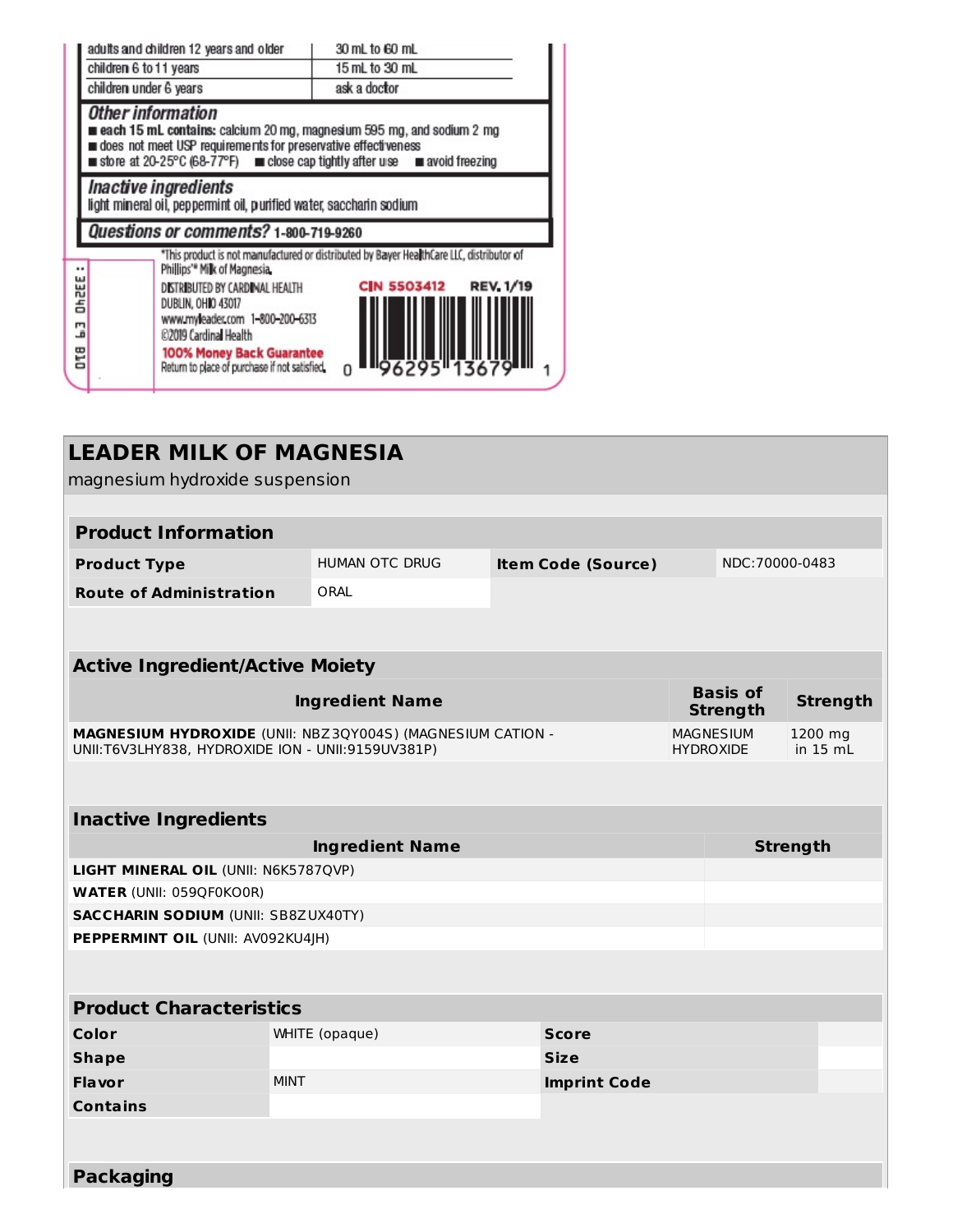| adults and children 12 years and older | 30 mL to 60 mL |
|---|---|
| children 6 to 11 years | 15 mL to 30 mL |
| children under 6 years | ask a doctor |

***Other information***

- **each 15 mL contains:** calcium 20 mg, magnesium 595 mg, and sodium 2 mg
- does not meet USP requirements for preservative effectiveness
- store at 20-25°C (68-77°F)
- close cap tightly after use
- avoid freezing

***Inactive ingredients***

light mineral oil, peppermint oil, purified water, saccharin sodium

***Questions or comments?*** **1-800-719-9260**

*This product is not manufactured or distributed by Bayer HealthCare LLC, distributor of Phillips'® Milk of Magnesia.

DISTRIBUTED BY CARDINAL HEALTH
DUBLIN, OHIO 43017
www.myleader.com 1-800-200-6313
©2019 Cardinal Health

**100% Money Back Guarantee**
Return to place of purchase if not satisfied.

**CIN 5503412** **REV. 1/19**

0 96295 13679 1

DTB L3 04ZEE :

# LEADER MILK OF MAGNESIA

magnesium hydroxide suspension

## Product Information

| **Product Type** | HUMAN OTC DRUG | **Item Code (Source)** | NDC:70000-0483 |
|---|---|---|---|
| **Route of Administration** | ORAL | | |

## Active Ingredient/Active Moiety

| Ingredient Name | Basis of Strength | Strength |
|---|---|---|
| **MAGNESIUM HYDROXIDE** (UNII: NBZ3QY004S) (MAGNESIUM CATION - UNII:T6V3LHY838, HYDROXIDE ION - UNII:9159UV381P) | MAGNESIUM HYDROXIDE | 1200 mg in 15 mL |

## Inactive Ingredients

| Ingredient Name | Strength |
|---|---|
| **LIGHT MINERAL OIL** (UNII: N6K5787QVP) | |
| **WATER** (UNII: 059QF0KO0R) | |
| **SACCHARIN SODIUM** (UNII: SB8ZUX40TY) | |
| **PEPPERMINT OIL** (UNII: AV092KU4JH) | |

## Product Characteristics

| **Color** | WHITE (opaque) | **Score** | |
|---|---|---|---|
| **Shape** | | **Size** | |
| **Flavor** | MINT | **Imprint Code** | |
| **Contains** | | | |

## Packaging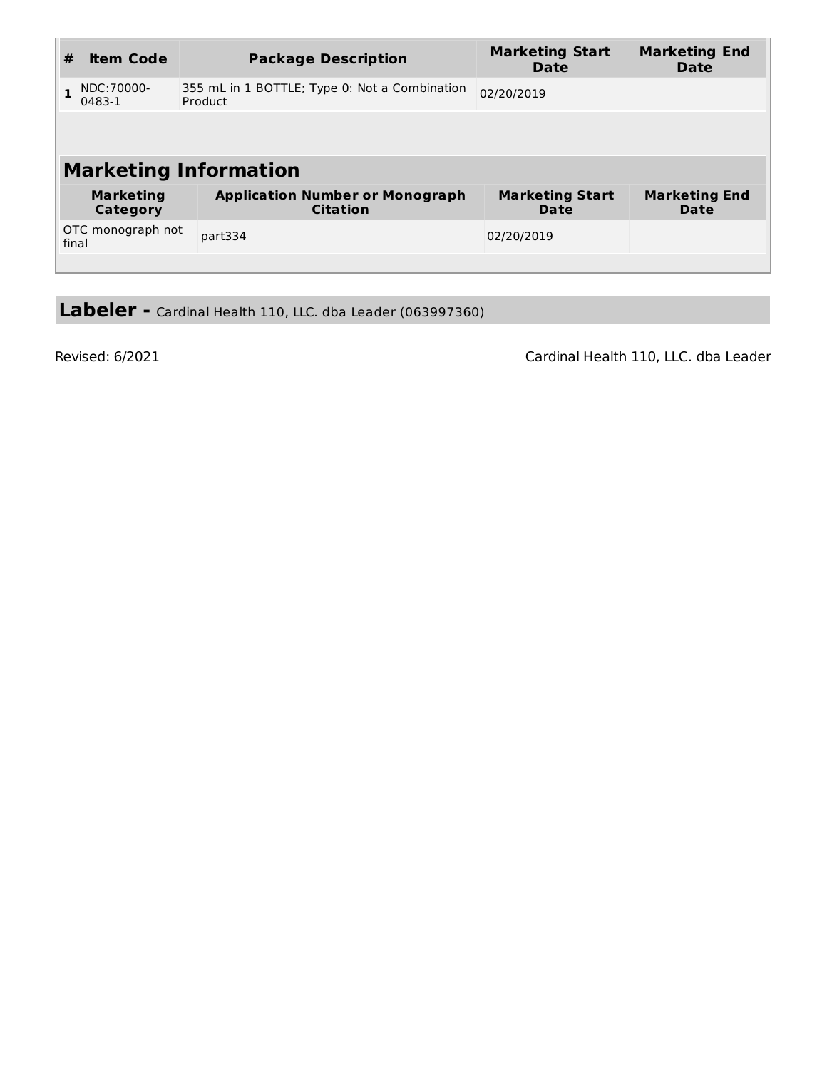| # | Item Code | Package Description | Marketing Start Date | Marketing End Date |
|---|---|---|---|---|
| 1 | NDC:70000-0483-1 | 355 mL in 1 BOTTLE; Type 0: Not a Combination Product | 02/20/2019 | |

## Marketing Information

| Marketing Category | Application Number or Monograph Citation | Marketing Start Date | Marketing End Date |
|---|---|---|---|
| OTC monograph not final | part334 | 02/20/2019 | |

## Labeler - Cardinal Health 110, LLC. dba Leader (063997360)

Revised: 6/2021

Cardinal Health 110, LLC. dba Leader